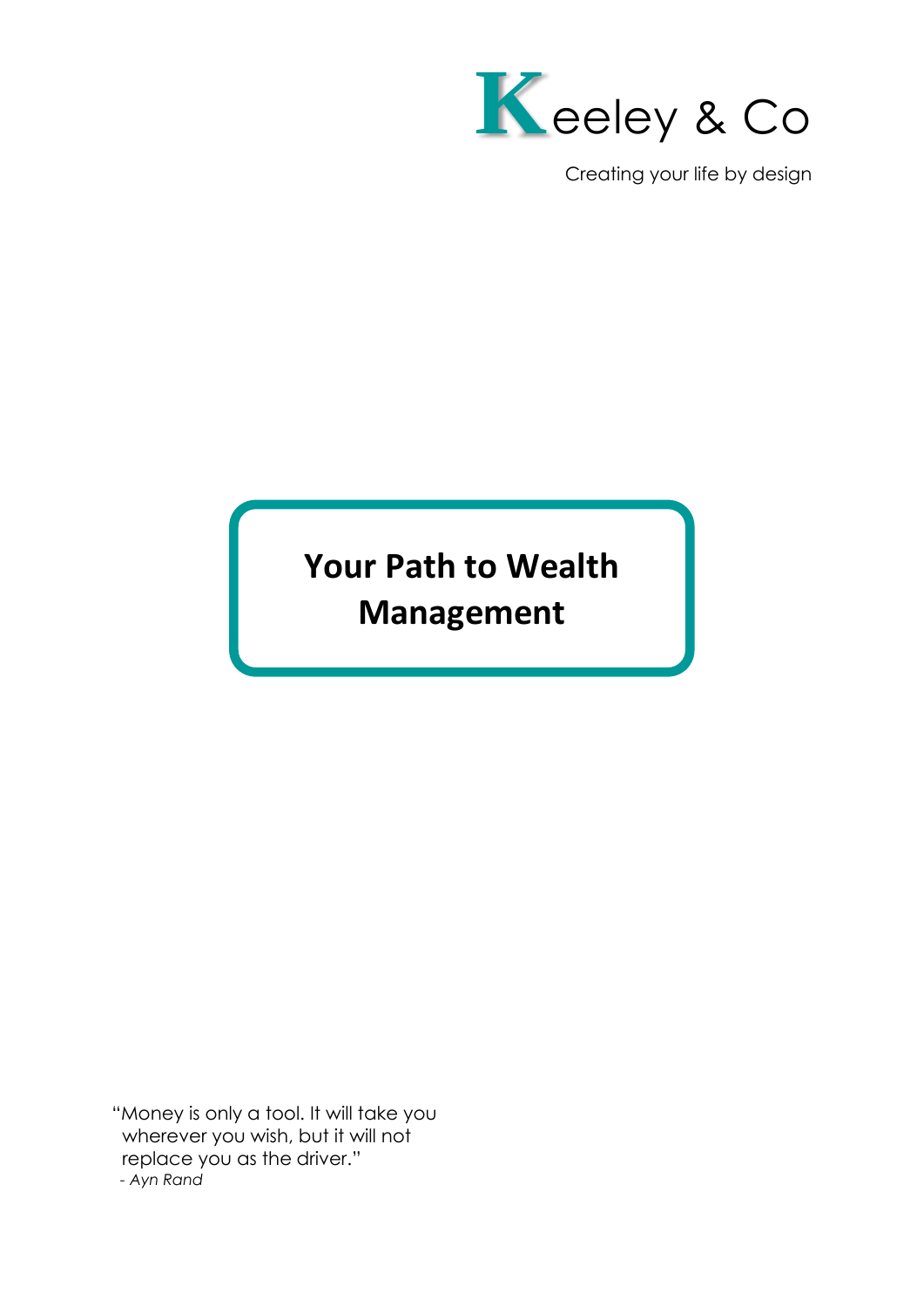**Keeley & Co**

Creating your life by design

# Your Path to Wealth Management

"Money is only a tool. It will take you wherever you wish, but it will not replace you as the driver."
*- Ayn Rand*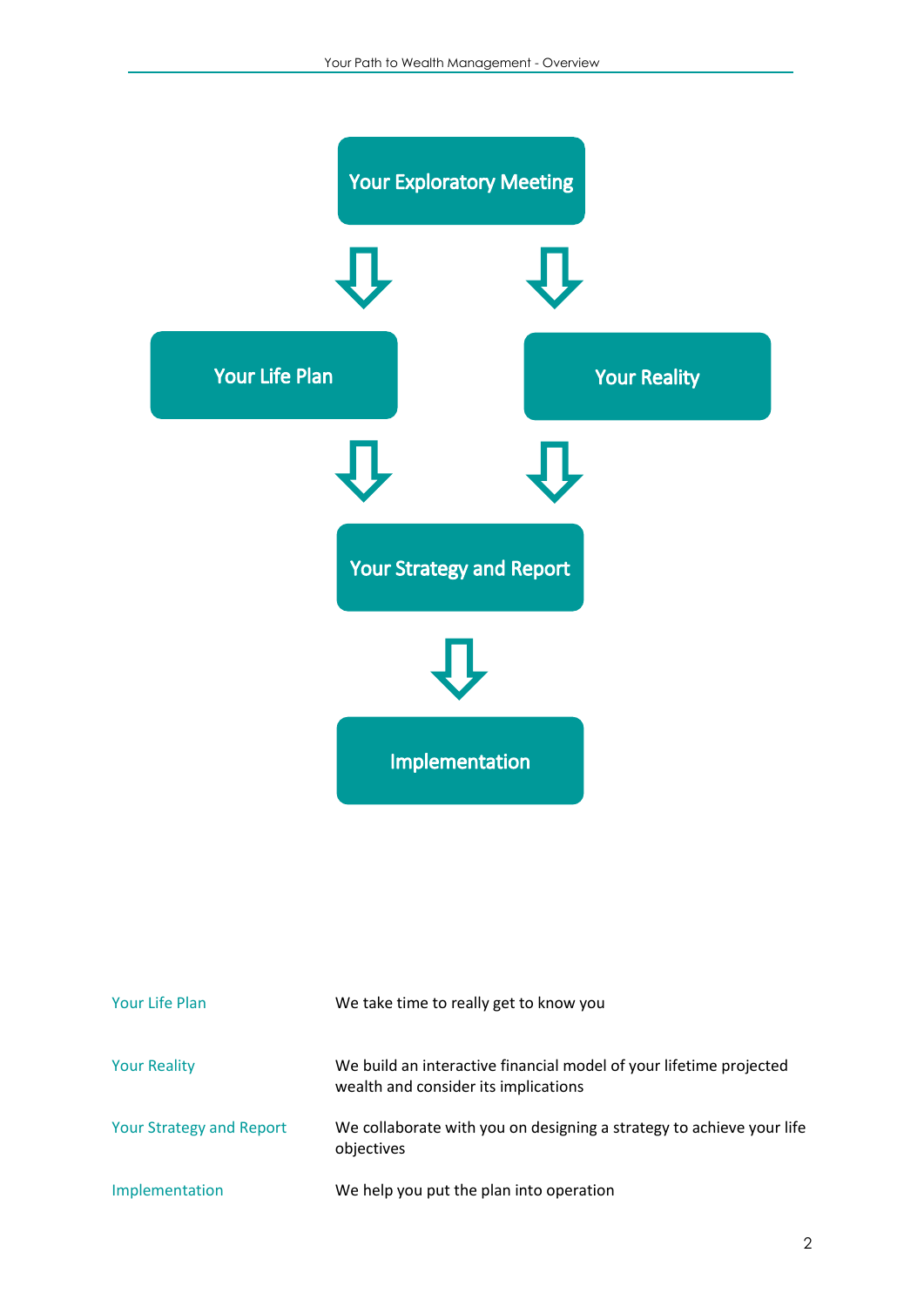Your Exploratory Meeting

↓ ↓

Your Life Plan | Your Reality

↓ ↓

Your Strategy and Report

↓

Implementation

| | |
|---|---|
| Your Life Plan | We take time to really get to know you |
| Your Reality | We build an interactive financial model of your lifetime projected wealth and consider its implications |
| Your Strategy and Report | We collaborate with you on designing a strategy to achieve your life objectives |
| Implementation | We help you put the plan into operation |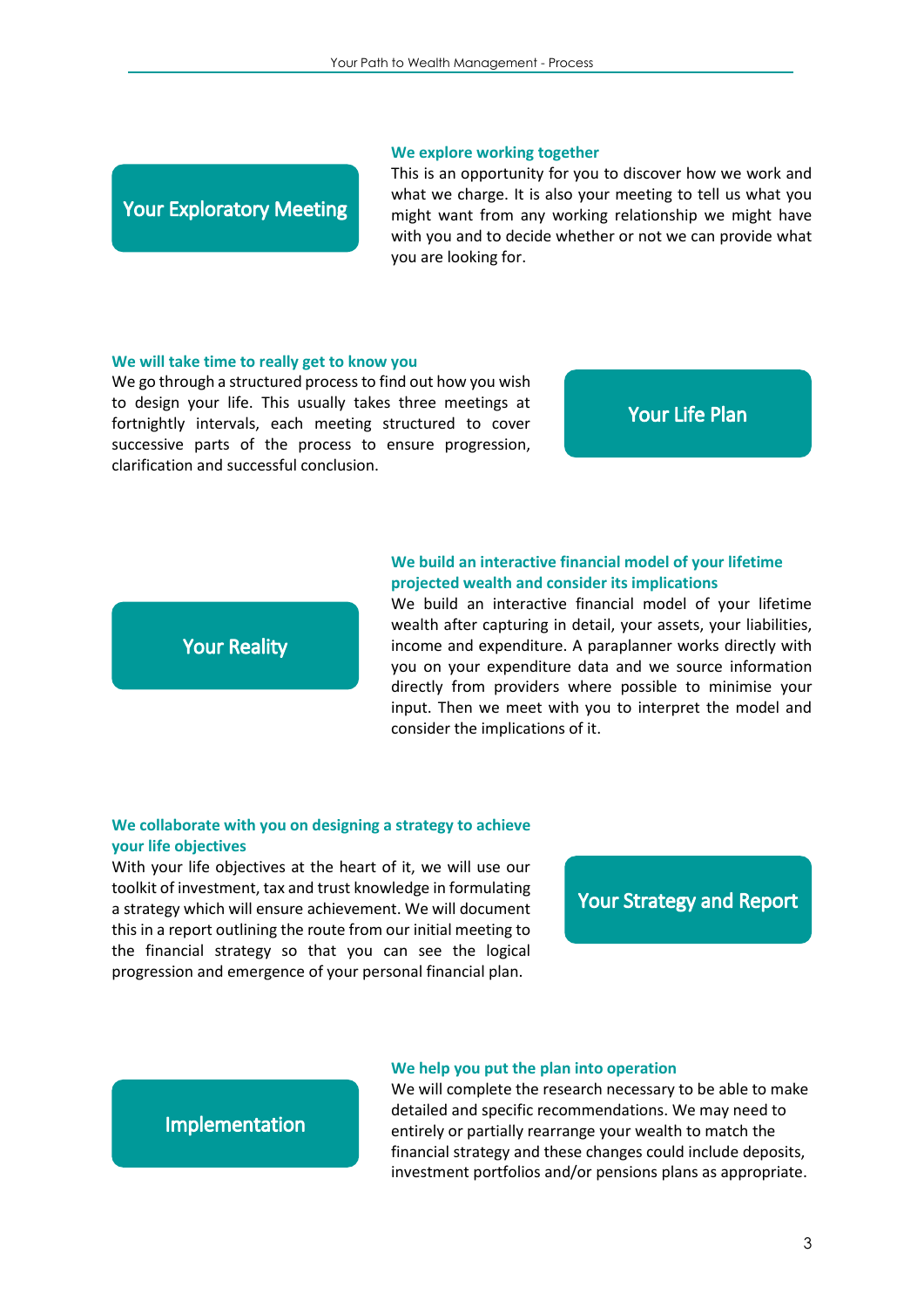## Your Exploratory Meeting

### We explore working together

This is an opportunity for you to discover how we work and what we charge. It is also your meeting to tell us what you might want from any working relationship we might have with you and to decide whether or not we can provide what you are looking for.

## Your Life Plan

### We will take time to really get to know you

We go through a structured process to find out how you wish to design your life. This usually takes three meetings at fortnightly intervals, each meeting structured to cover successive parts of the process to ensure progression, clarification and successful conclusion.

## Your Reality

### We build an interactive financial model of your lifetime projected wealth and consider its implications

We build an interactive financial model of your lifetime wealth after capturing in detail, your assets, your liabilities, income and expenditure. A paraplanner works directly with you on your expenditure data and we source information directly from providers where possible to minimise your input. Then we meet with you to interpret the model and consider the implications of it.

## Your Strategy and Report

### We collaborate with you on designing a strategy to achieve your life objectives

With your life objectives at the heart of it, we will use our toolkit of investment, tax and trust knowledge in formulating a strategy which will ensure achievement. We will document this in a report outlining the route from our initial meeting to the financial strategy so that you can see the logical progression and emergence of your personal financial plan.

## Implementation

### We help you put the plan into operation

We will complete the research necessary to be able to make detailed and specific recommendations. We may need to entirely or partially rearrange your wealth to match the financial strategy and these changes could include deposits, investment portfolios and/or pensions plans as appropriate.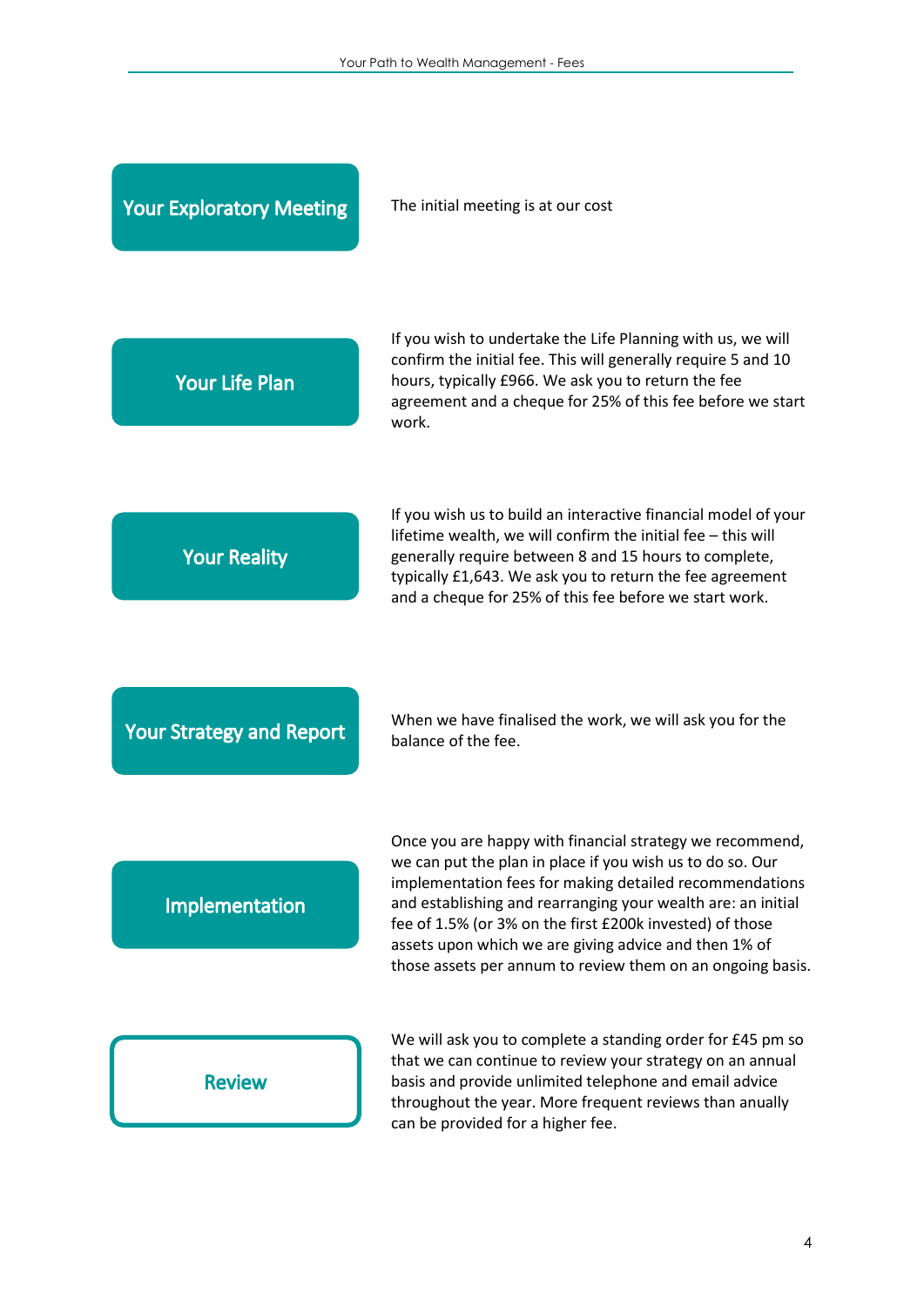## Your Exploratory Meeting

The initial meeting is at our cost

## Your Life Plan

If you wish to undertake the Life Planning with us, we will confirm the initial fee. This will generally require 5 and 10 hours, typically £966. We ask you to return the fee agreement and a cheque for 25% of this fee before we start work.

## Your Reality

If you wish us to build an interactive financial model of your lifetime wealth, we will confirm the initial fee – this will generally require between 8 and 15 hours to complete, typically £1,643. We ask you to return the fee agreement and a cheque for 25% of this fee before we start work.

## Your Strategy and Report

When we have finalised the work, we will ask you for the balance of the fee.

## Implementation

Once you are happy with financial strategy we recommend, we can put the plan in place if you wish us to do so. Our implementation fees for making detailed recommendations and establishing and rearranging your wealth are: an initial fee of 1.5% (or 3% on the first £200k invested) of those assets upon which we are giving advice and then 1% of those assets per annum to review them on an ongoing basis.

## Review

We will ask you to complete a standing order for £45 pm so that we can continue to review your strategy on an annual basis and provide unlimited telephone and email advice throughout the year. More frequent reviews than anually can be provided for a higher fee.